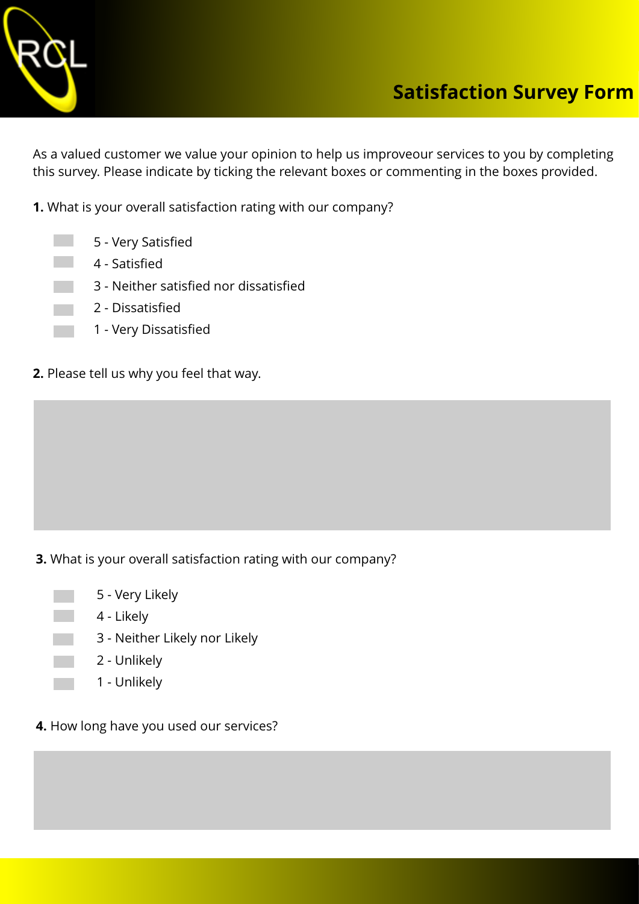RCL

# Satisfaction Survey Form

As a valued customer we value your opinion to help us improveour services to you by completing this survey. Please indicate by ticking the relevant boxes or commenting in the boxes provided.

**1.** What is your overall satisfaction rating with our company?

- ☐ 5 - Very Satisfied
- ☐ 4 - Satisfied
- ☐ 3 - Neither satisfied nor dissatisfied
- ☐ 2 - Dissatisfied
- ☐ 1 - Very Dissatisfied

**2.** Please tell us why you feel that way.

**3.** What is your overall satisfaction rating with our company?

- ☐ 5 - Very Likely
- ☐ 4 - Likely
- ☐ 3 - Neither Likely nor Likely
- ☐ 2 - Unlikely
- ☐ 1 - Unlikely

**4.** How long have you used our services?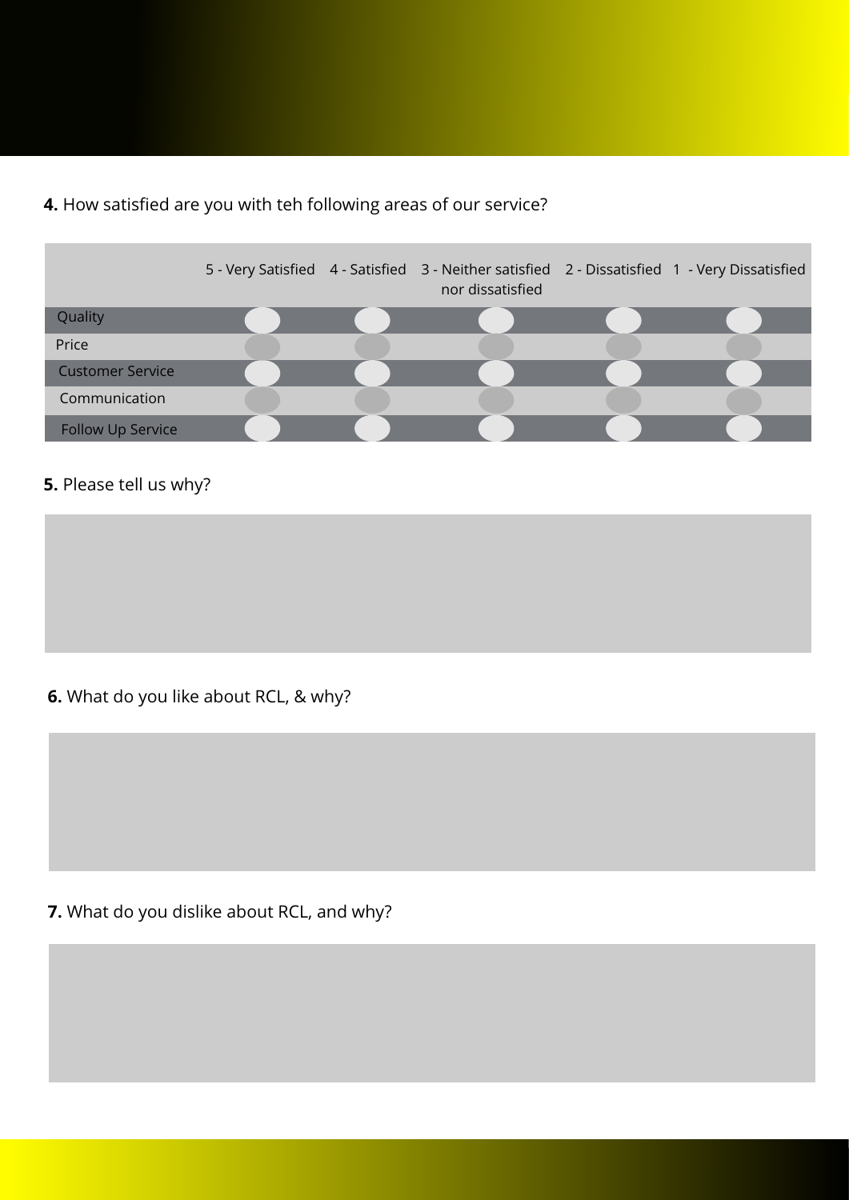**4.** How satisfied are you with teh following areas of our service?

| | 5 - Very Satisfied | 4 - Satisfied | 3 - Neither satisfied nor dissatisfied | 2 - Dissatisfied | 1 - Very Dissatisfied |
|---|---|---|---|---|---|
| Quality | | | | | |
| Price | | | | | |
| Customer Service | | | | | |
| Communication | | | | | |
| Follow Up Service | | | | | |

**5.** Please tell us why?

**6.** What do you like about RCL, & why?

**7.** What do you dislike about RCL, and why?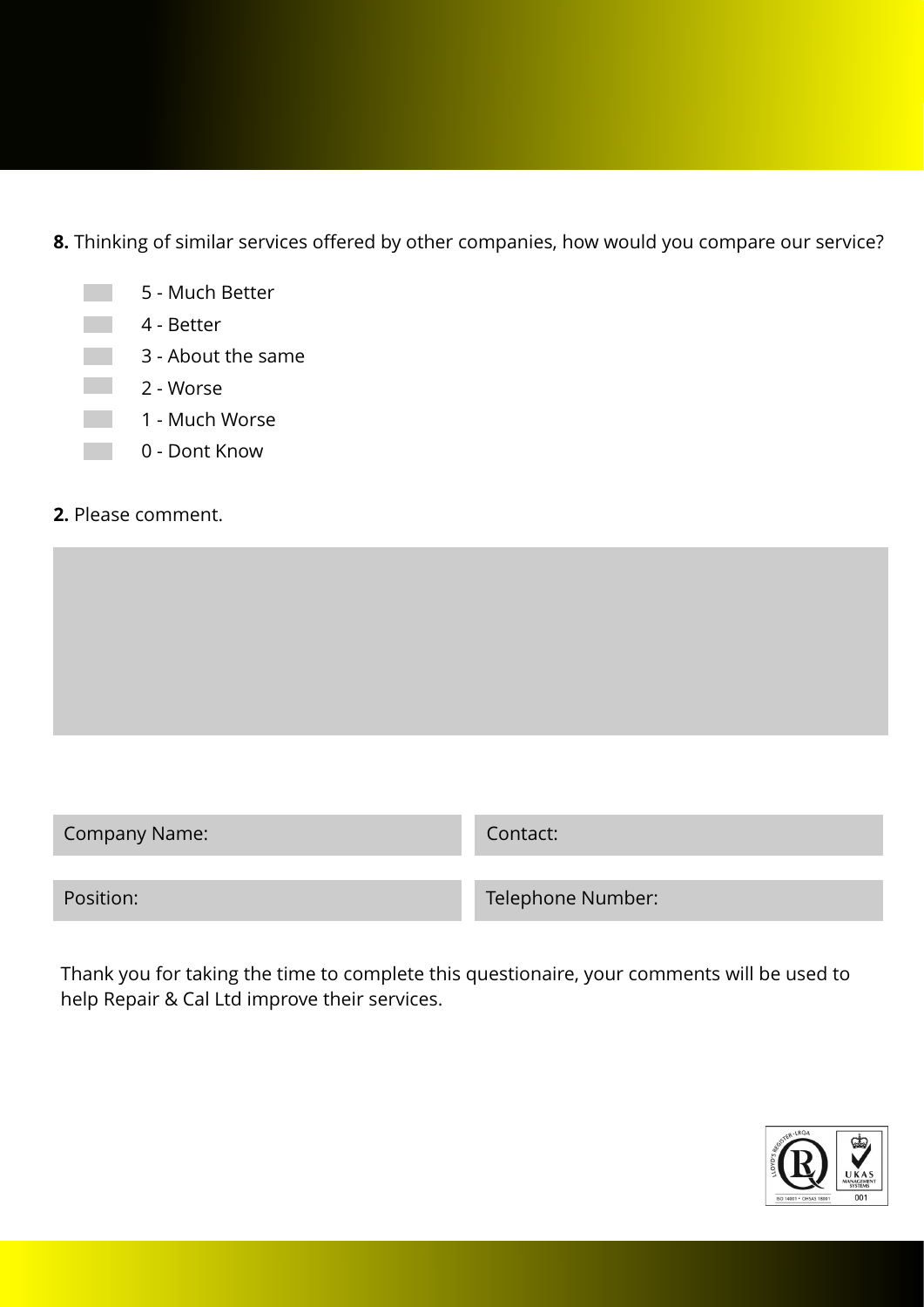**8.** Thinking of similar services offered by other companies, how would you compare our service?

- 5 - Much Better
- 4 - Better
- 3 - About the same
- 2 - Worse
- 1 - Much Worse
- 0 - Dont Know

**2.** Please comment.

| | |
|---|---|
| Company Name: | Contact: |
| Position: | Telephone Number: |

Thank you for taking the time to complete this questionaire, your comments will be used to help Repair & Cal Ltd improve their services.